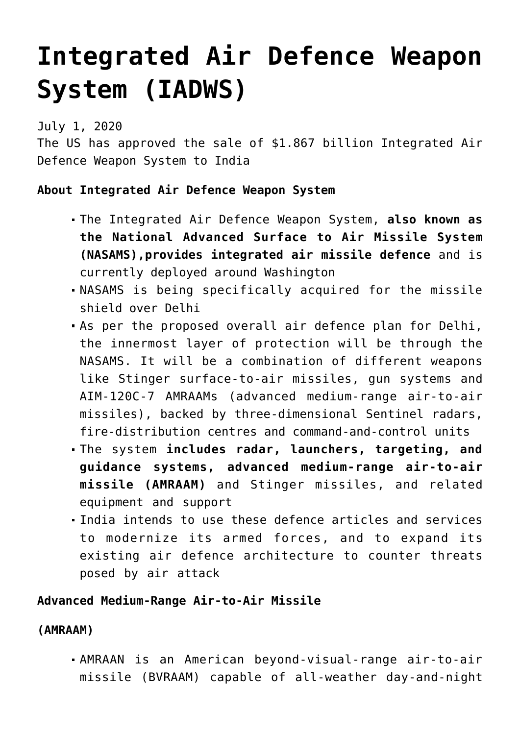# Integrated Air Defence Weapon System (IADWS)

July 1, 2020
The US has approved the sale of $1.867 billion Integrated Air Defence Weapon System to India

**About Integrated Air Defence Weapon System**

- The Integrated Air Defence Weapon System, **also known as the National Advanced Surface to Air Missile System (NASAMS),provides integrated air missile defence** and is currently deployed around Washington
- NASAMS is being specifically acquired for the missile shield over Delhi
- As per the proposed overall air defence plan for Delhi, the innermost layer of protection will be through the NASAMS. It will be a combination of different weapons like Stinger surface-to-air missiles, gun systems and AIM-120C-7 AMRAAMs (advanced medium-range air-to-air missiles), backed by three-dimensional Sentinel radars, fire-distribution centres and command-and-control units
- The system **includes radar, launchers, targeting, and guidance systems, advanced medium-range air-to-air missile (AMRAAM)** and Stinger missiles, and related equipment and support
- India intends to use these defence articles and services to modernize its armed forces, and to expand its existing air defence architecture to counter threats posed by air attack

**Advanced Medium-Range Air-to-Air Missile**

**(AMRAAM)**

- AMRAAN is an American beyond-visual-range air-to-air missile (BVRAAM) capable of all-weather day-and-night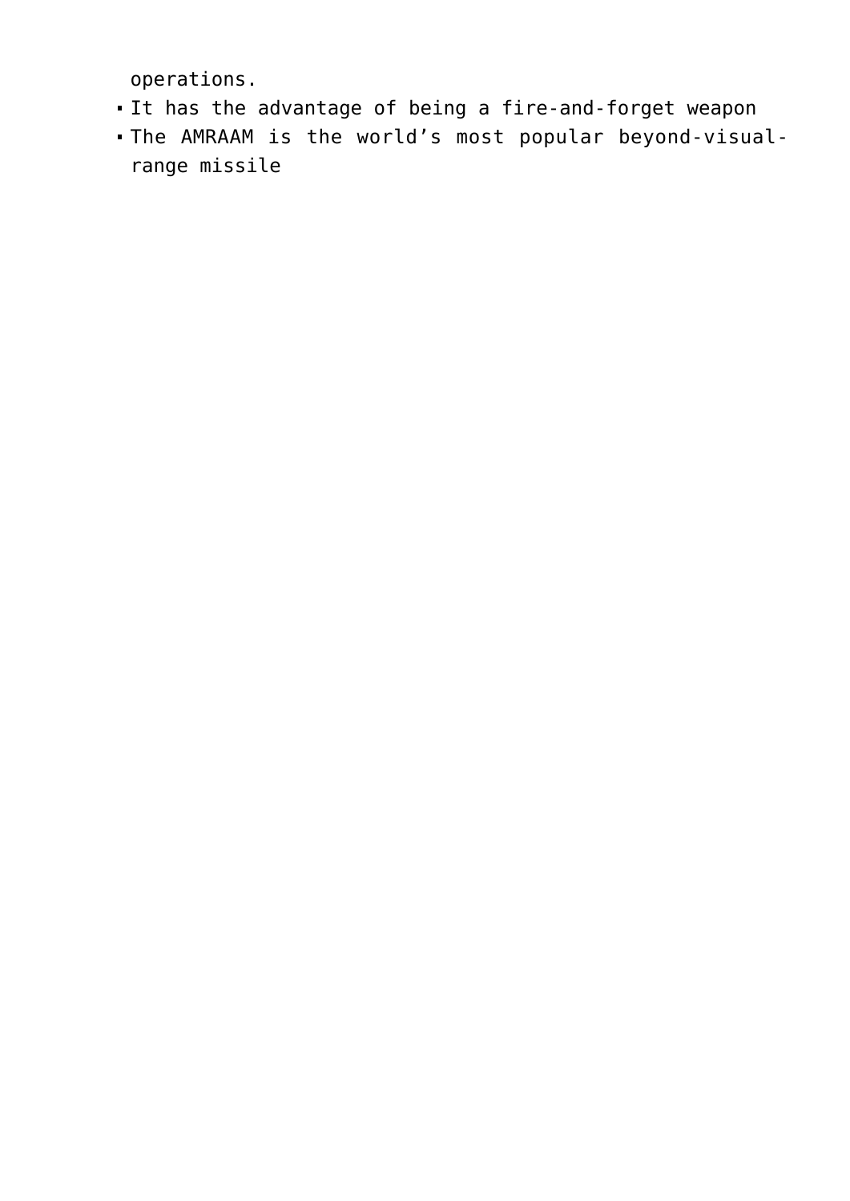operations.

- It has the advantage of being a fire-and-forget weapon
- The AMRAAM is the world's most popular beyond-visual-range missile